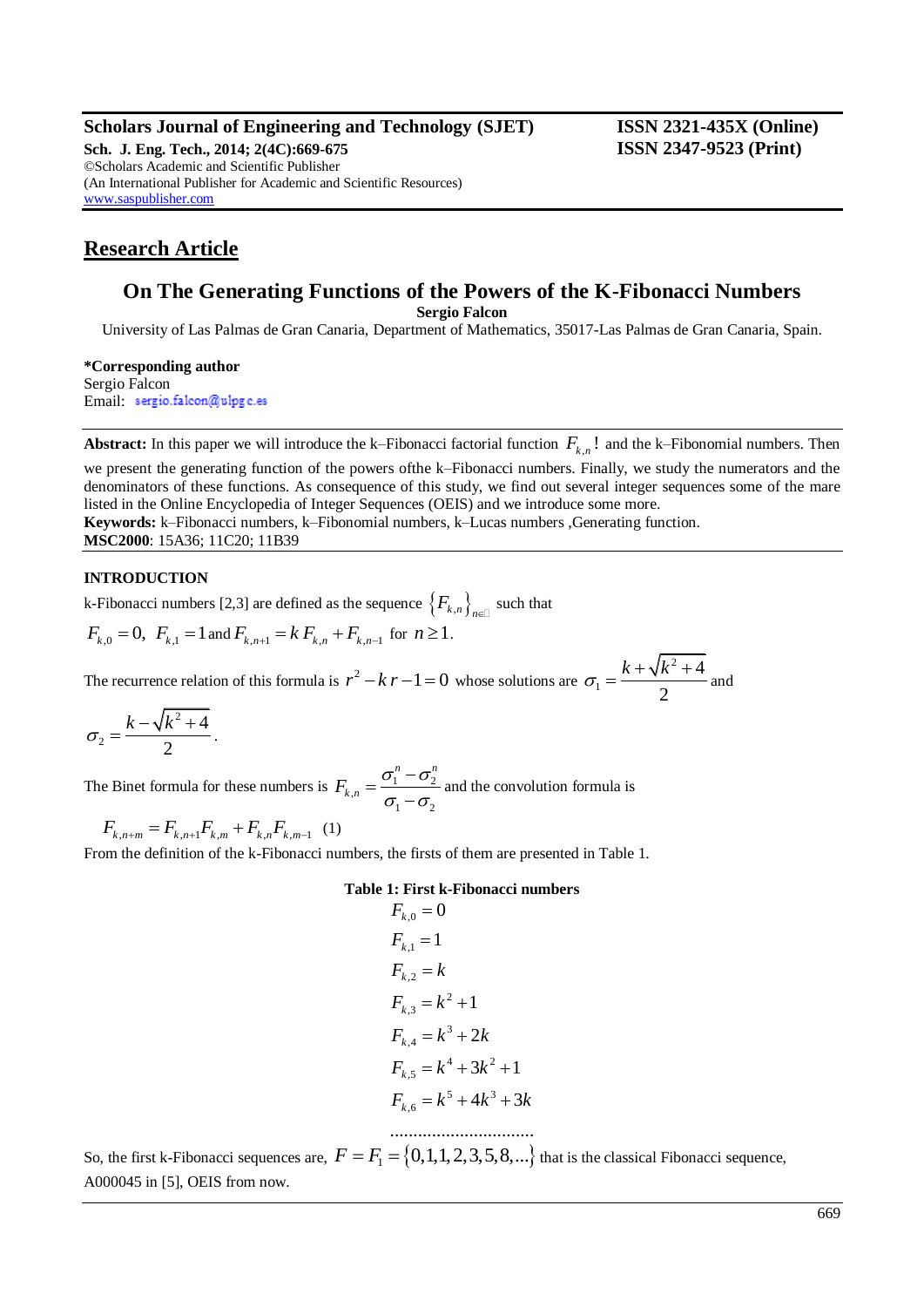**Scholars Journal of Engineering and Technology (SJET)** **ISSN 2321-435X (Online)**
**Sch. J. Eng. Tech., 2014; 2(4C):669-675** **ISSN 2347-9523 (Print)**
©Scholars Academic and Scientific Publisher
(An International Publisher for Academic and Scientific Resources)
www.saspublisher.com

## Research Article

# On The Generating Functions of the Powers of the K-Fibonacci Numbers

**Sergio Falcon**

University of Las Palmas de Gran Canaria, Department of Mathematics, 35017-Las Palmas de Gran Canaria, Spain.

**\*Corresponding author**
Sergio Falcon
Email: sergio.falcon@ulpgc.es

**Abstract:** In this paper we will introduce the k–Fibonacci factorial function $F_{k,n}!$ and the k–Fibonomial numbers. Then we present the generating function of the powers ofthe k–Fibonacci numbers. Finally, we study the numerators and the denominators of these functions. As consequence of this study, we find out several integer sequences some of the mare listed in the Online Encyclopedia of Integer Sequences (OEIS) and we introduce some more.
**Keywords:** k–Fibonacci numbers, k–Fibonomial numbers, k–Lucas numbers ,Generating function.
**MSC2000**: 15A36; 11C20; 11B39

### INTRODUCTION

k-Fibonacci numbers [2,3] are defined as the sequence $\{F_{k,n}\}_{n\in\mathbb{N}}$ such that

$F_{k,0}=0,\ F_{k,1}=1$ and $F_{k,n+1}=k\,F_{k,n}+F_{k,n-1}$ for $n\geq 1$.

The recurrence relation of this formula is $r^2-k\,r-1=0$ whose solutions are $\sigma_1=\dfrac{k+\sqrt{k^2+4}}{2}$ and $\sigma_2=\dfrac{k-\sqrt{k^2+4}}{2}$.

The Binet formula for these numbers is $F_{k,n}=\dfrac{\sigma_1^n-\sigma_2^n}{\sigma_1-\sigma_2}$ and the convolution formula is

$$F_{k,n+m}=F_{k,n+1}F_{k,m}+F_{k,n}F_{k,m-1} \quad (1)$$

From the definition of the k-Fibonacci numbers, the firsts of them are presented in Table 1.

**Table 1: First k-Fibonacci numbers**

$$F_{k,0}=0$$
$$F_{k,1}=1$$
$$F_{k,2}=k$$
$$F_{k,3}=k^2+1$$
$$F_{k,4}=k^3+2k$$
$$F_{k,5}=k^4+3k^2+1$$
$$F_{k,6}=k^5+4k^3+3k$$
$$\ldots\ldots\ldots\ldots\ldots\ldots$$

So, the first k-Fibonacci sequences are, $F=F_1=\{0,1,1,2,3,5,8,\ldots\}$ that is the classical Fibonacci sequence, A000045 in [5], OEIS from now.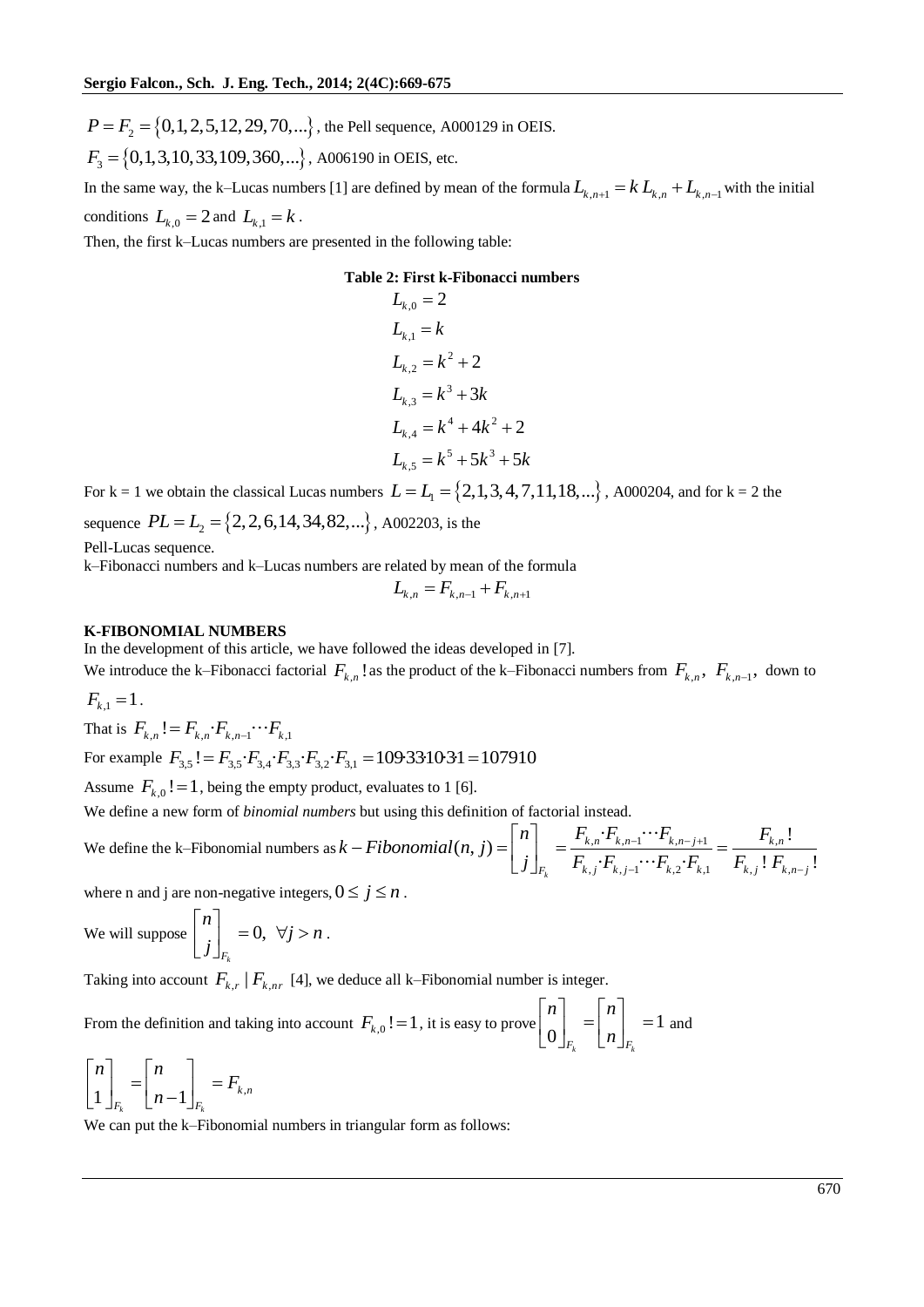$P = F_2 = \{0,1,2,5,12,29,70,...\}$, the Pell sequence, A000129 in OEIS.

$F_3 = \{0,1,3,10,33,109,360,...\}$, A006190 in OEIS, etc.

In the same way, the k–Lucas numbers [1] are defined by mean of the formula $L_{k,n+1} = k\,L_{k,n} + L_{k,n-1}$ with the initial conditions $L_{k,0} = 2$ and $L_{k,1} = k$.

Then, the first k–Lucas numbers are presented in the following table:

**Table 2: First k-Fibonacci numbers**

$$L_{k,0} = 2$$
$$L_{k,1} = k$$
$$L_{k,2} = k^2 + 2$$
$$L_{k,3} = k^3 + 3k$$
$$L_{k,4} = k^4 + 4k^2 + 2$$
$$L_{k,5} = k^5 + 5k^3 + 5k$$

For k = 1 we obtain the classical Lucas numbers $L = L_1 = \{2,1,3,4,7,11,18,...\}$, A000204, and for k = 2 the sequence $PL = L_2 = \{2,2,6,14,34,82,...\}$, A002203, is the Pell-Lucas sequence.

k–Fibonacci numbers and k–Lucas numbers are related by mean of the formula

$$L_{k,n} = F_{k,n-1} + F_{k,n+1}$$

**K-FIBONOMIAL NUMBERS**

In the development of this article, we have followed the ideas developed in [7].

We introduce the k–Fibonacci factorial $F_{k,n}!$ as the product of the k–Fibonacci numbers from $F_{k,n}$, $F_{k,n-1}$, down to $F_{k,1} = 1$.

That is $F_{k,n}! = F_{k,n} \cdot F_{k,n-1} \cdots F_{k,1}$

For example $F_{3,5}! = F_{3,5} \cdot F_{3,4} \cdot F_{3,3} \cdot F_{3,2} \cdot F_{3,1} = 109 \cdot 33 \cdot 10 \cdot 3 \cdot 1 = 107910$

Assume $F_{k,0}! = 1$, being the empty product, evaluates to 1 [6].

We define a new form of *binomial numbers* but using this definition of factorial instead.

We define the k–Fibonomial numbers as $k - Fibonomial(n, j) = \begin{bmatrix} n \\ j \end{bmatrix}_{F_k} = \dfrac{F_{k,n} \cdot F_{k,n-1} \cdots F_{k,n-j+1}}{F_{k,j} \cdot F_{k,j-1} \cdots F_{k,2} \cdot F_{k,1}} = \dfrac{F_{k,n}!}{F_{k,j}!\, F_{k,n-j}!}$

where n and j are non-negative integers, $0 \le j \le n$.

We will suppose $\begin{bmatrix} n \\ j \end{bmatrix}_{F_k} = 0, \ \forall j > n$.

Taking into account $F_{k,r} \mid F_{k,nr}$ [4], we deduce all k–Fibonomial number is integer.

From the definition and taking into account $F_{k,0}! = 1$, it is easy to prove $\begin{bmatrix} n \\ 0 \end{bmatrix}_{F_k} = \begin{bmatrix} n \\ n \end{bmatrix}_{F_k} = 1$ and

$$\begin{bmatrix} n \\ 1 \end{bmatrix}_{F_k} = \begin{bmatrix} n \\ n-1 \end{bmatrix}_{F_k} = F_{k,n}$$

We can put the k–Fibonomial numbers in triangular form as follows: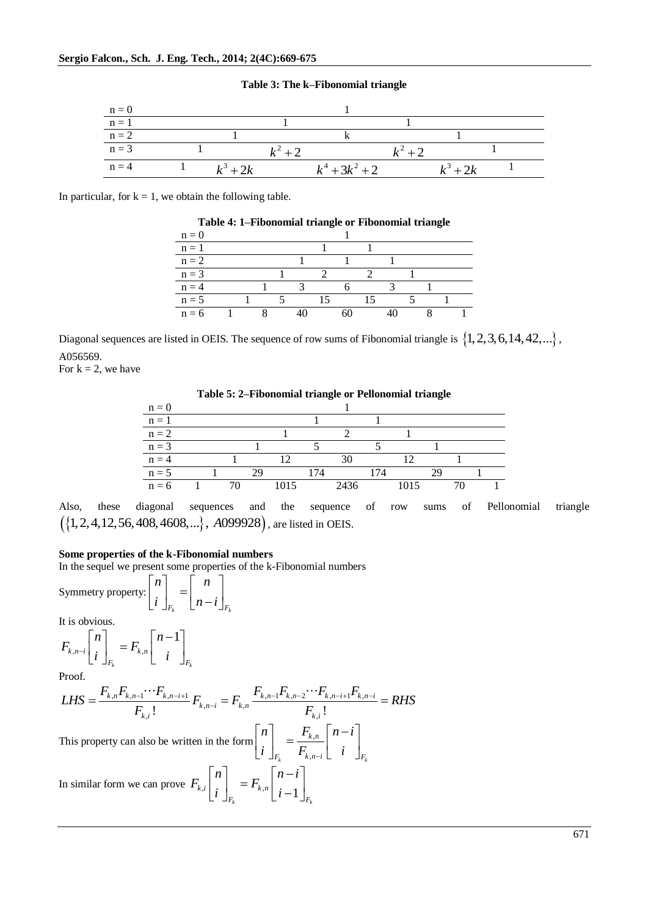**Table 3: The k–Fibonomial triangle**

| | | | | | | | | | |
|---|---|---|---|---|---|---|---|---|---|
| n = 0 | | | | | 1 | | | | |
| n = 1 | | | | 1 | | 1 | | | |
| n = 2 | | | 1 | | k | | 1 | | |
| n = 3 | | 1 | | $k^2+2$ | | $k^2+2$ | | 1 | |
| n = 4 | 1 | | $k^3+2k$ | | $k^4+3k^2+2$ | | $k^3+2k$ | | 1 |

In particular, for k = 1, we obtain the following table.

**Table 4: 1–Fibonomial triangle or Fibonomial triangle**

| | | | | | | | | | | | | | |
|---|---|---|---|---|---|---|---|---|---|---|---|---|---|
| n = 0 | | | | | | | 1 | | | | | | |
| n = 1 | | | | | | 1 | | 1 | | | | | |
| n = 2 | | | | | 1 | | 1 | | 1 | | | | |
| n = 3 | | | | 1 | | 2 | | 2 | | 1 | | | |
| n = 4 | | | 1 | | 3 | | 6 | | 3 | | 1 | | |
| n = 5 | | 1 | | 5 | | 15 | | 15 | | 5 | | 1 | |
| n = 6 | 1 | | 8 | | 40 | | 60 | | 40 | | 8 | | 1 |

Diagonal sequences are listed in OEIS. The sequence of row sums of Fibonomial triangle is $\{1,2,3,6,14,42,...\}$, A056569.

For k = 2, we have

**Table 5: 2–Fibonomial triangle or Pellonomial triangle**

| | | | | | | | | | | | | | |
|---|---|---|---|---|---|---|---|---|---|---|---|---|---|
| n = 0 | | | | | | | 1 | | | | | | |
| n = 1 | | | | | | 1 | | 1 | | | | | |
| n = 2 | | | | | 1 | | 2 | | 1 | | | | |
| n = 3 | | | | 1 | | 5 | | 5 | | 1 | | | |
| n = 4 | | | 1 | | 12 | | 30 | | 12 | | 1 | | |
| n = 5 | | 1 | | 29 | | 174 | | 174 | | 29 | | 1 | |
| n = 6 | 1 | | 70 | | 1015 | | 2436 | | 1015 | | 70 | | 1 |

Also, these diagonal sequences and the sequence of row sums of Pellonomial triangle $(\{1,2,4,12,56,408,4608,...\},\ A099928)$, are listed in OEIS.

**Some properties of the k-Fibonomial numbers**

In the sequel we present some properties of the k-Fibonomial numbers

Symmetry property: $\begin{bmatrix} n \\ i \end{bmatrix}_{F_k} = \begin{bmatrix} n \\ n-i \end{bmatrix}_{F_k}$

It is obvious.

$$F_{k,n-i}\begin{bmatrix} n \\ i \end{bmatrix}_{F_k} = F_{k,n}\begin{bmatrix} n-1 \\ i \end{bmatrix}_{F_k}$$

Proof.

$$LHS = \frac{F_{k,n}F_{k,n-1}\cdots F_{k,n-i+1}}{F_{k,i}!}F_{k,n-i} = F_{k,n}\,\frac{F_{k,n-1}F_{k,n-2}\cdots F_{k,n-i+1}F_{k,n-i}}{F_{k,i}!} = RHS$$

This property can also be written in the form $\begin{bmatrix} n \\ i \end{bmatrix}_{F_k} = \frac{F_{k,n}}{F_{k,n-i}}\begin{bmatrix} n-i \\ i \end{bmatrix}_{F_k}$

In similar form we can prove $F_{k,i}\begin{bmatrix} n \\ i \end{bmatrix}_{F_k} = F_{k,n}\begin{bmatrix} n-i \\ i-1 \end{bmatrix}_{F_k}$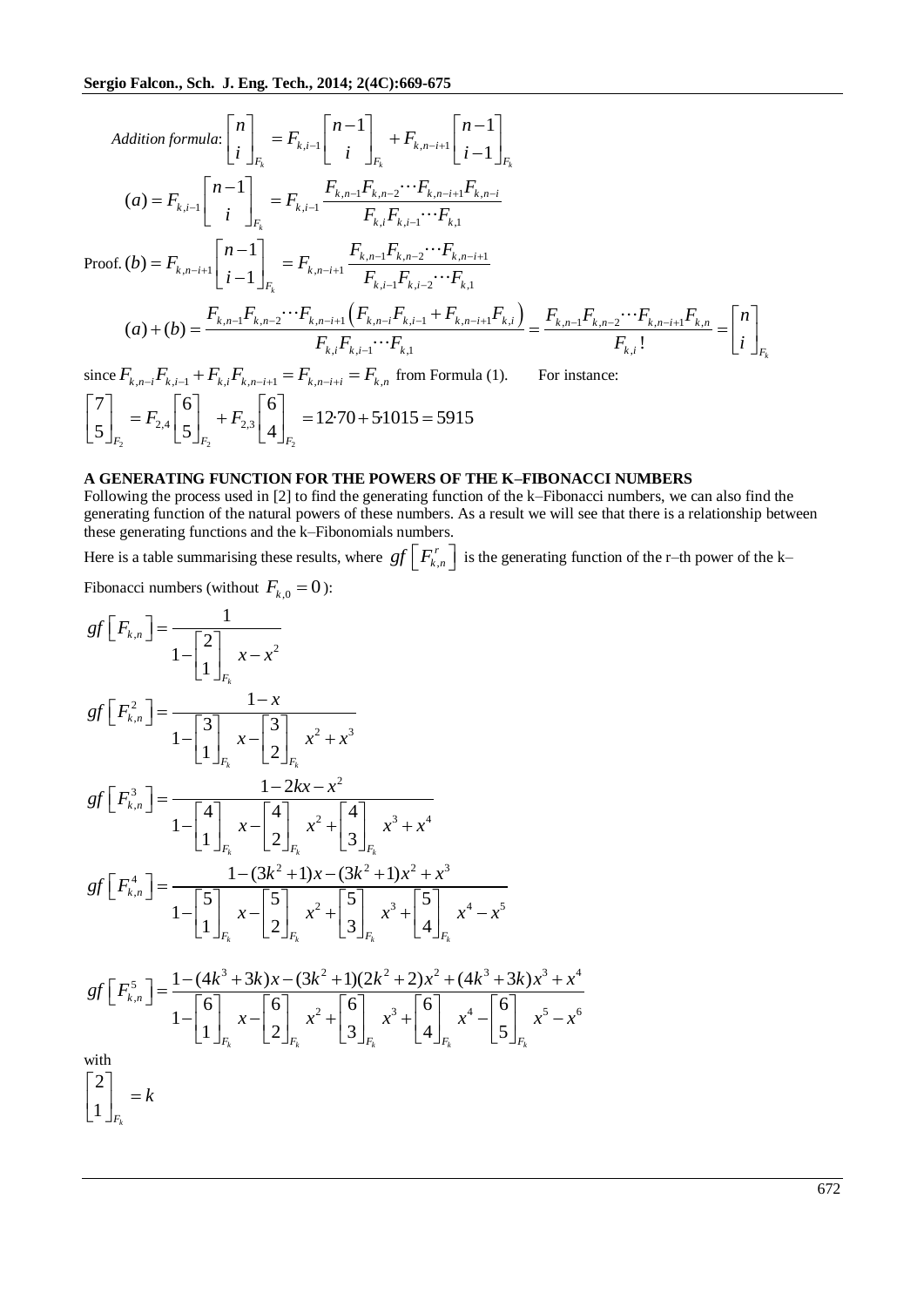*Addition formula*: $\begin{bmatrix} n \\ i \end{bmatrix}_{F_k} = F_{k,i-1}\begin{bmatrix} n-1 \\ i \end{bmatrix}_{F_k} + F_{k,n-i+1}\begin{bmatrix} n-1 \\ i-1 \end{bmatrix}_{F_k}$

$$(a) = F_{k,i-1}\begin{bmatrix} n-1 \\ i \end{bmatrix}_{F_k} = F_{k,i-1}\frac{F_{k,n-1}F_{k,n-2}\cdots F_{k,n-i+1}F_{k,n-i}}{F_{k,i}F_{k,i-1}\cdots F_{k,1}}$$

Proof. $(b) = F_{k,n-i+1}\begin{bmatrix} n-1 \\ i-1 \end{bmatrix}_{F_k} = F_{k,n-i+1}\frac{F_{k,n-1}F_{k,n-2}\cdots F_{k,n-i+1}}{F_{k,i-1}F_{k,i-2}\cdots F_{k,1}}$

$$(a)+(b) = \frac{F_{k,n-1}F_{k,n-2}\cdots F_{k,n-i+1}\left(F_{k,n-i}F_{k,i-1}+F_{k,n-i+1}F_{k,i}\right)}{F_{k,i}F_{k,i-1}\cdots F_{k,1}} = \frac{F_{k,n-1}F_{k,n-2}\cdots F_{k,n-i+1}F_{k,n}}{F_{k,i}!} = \begin{bmatrix} n \\ i \end{bmatrix}_{F_k}$$

since $F_{k,n-i}F_{k,i-1} + F_{k,i}F_{k,n-i+1} = F_{k,n-i+i} = F_{k,n}$ from Formula (1). For instance:

$$\begin{bmatrix} 7 \\ 5 \end{bmatrix}_{F_2} = F_{2,4}\begin{bmatrix} 6 \\ 5 \end{bmatrix}_{F_2} + F_{2,3}\begin{bmatrix} 6 \\ 4 \end{bmatrix}_{F_2} = 12\cdot 70 + 5\cdot 1015 = 5915$$

## A GENERATING FUNCTION FOR THE POWERS OF THE K–FIBONACCI NUMBERS

Following the process used in [2] to find the generating function of the k–Fibonacci numbers, we can also find the generating function of the natural powers of these numbers. As a result we will see that there is a relationship between these generating functions and the k–Fibonomials numbers.

Here is a table summarising these results, where $gf\left[F_{k,n}^r\right]$ is the generating function of the r–th power of the k–Fibonacci numbers (without $F_{k,0}=0$):

$$gf\left[F_{k,n}\right] = \frac{1}{1-\begin{bmatrix} 2 \\ 1 \end{bmatrix}_{F_k}x - x^2}$$

$$gf\left[F_{k,n}^2\right] = \frac{1-x}{1-\begin{bmatrix} 3 \\ 1 \end{bmatrix}_{F_k}x - \begin{bmatrix} 3 \\ 2 \end{bmatrix}_{F_k}x^2 + x^3}$$

$$gf\left[F_{k,n}^3\right] = \frac{1-2kx-x^2}{1-\begin{bmatrix} 4 \\ 1 \end{bmatrix}_{F_k}x - \begin{bmatrix} 4 \\ 2 \end{bmatrix}_{F_k}x^2 + \begin{bmatrix} 4 \\ 3 \end{bmatrix}_{F_k}x^3 + x^4}$$

$$gf\left[F_{k,n}^4\right] = \frac{1-(3k^2+1)x-(3k^2+1)x^2+x^3}{1-\begin{bmatrix} 5 \\ 1 \end{bmatrix}_{F_k}x - \begin{bmatrix} 5 \\ 2 \end{bmatrix}_{F_k}x^2 + \begin{bmatrix} 5 \\ 3 \end{bmatrix}_{F_k}x^3 + \begin{bmatrix} 5 \\ 4 \end{bmatrix}_{F_k}x^4 - x^5}$$

$$gf\left[F_{k,n}^5\right] = \frac{1-(4k^3+3k)x-(3k^2+1)(2k^2+2)x^2+(4k^3+3k)x^3+x^4}{1-\begin{bmatrix} 6 \\ 1 \end{bmatrix}_{F_k}x - \begin{bmatrix} 6 \\ 2 \end{bmatrix}_{F_k}x^2 + \begin{bmatrix} 6 \\ 3 \end{bmatrix}_{F_k}x^3 + \begin{bmatrix} 6 \\ 4 \end{bmatrix}_{F_k}x^4 - \begin{bmatrix} 6 \\ 5 \end{bmatrix}_{F_k}x^5 - x^6}$$

with

$$\begin{bmatrix} 2 \\ 1 \end{bmatrix}_{F_k} = k$$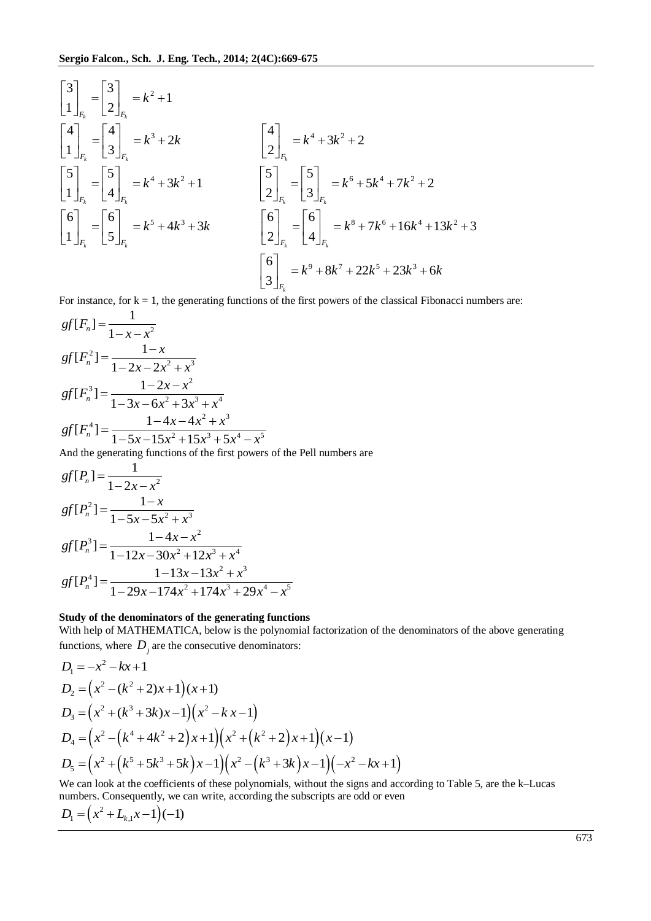$$\begin{bmatrix}3\\1\end{bmatrix}_{F_k}=\begin{bmatrix}3\\2\end{bmatrix}_{F_k}=k^2+1$$

$$\begin{bmatrix}4\\1\end{bmatrix}_{F_k}=\begin{bmatrix}4\\3\end{bmatrix}_{F_k}=k^3+2k \qquad \begin{bmatrix}4\\2\end{bmatrix}_{F_k}=k^4+3k^2+2$$

$$\begin{bmatrix}5\\1\end{bmatrix}_{F_k}=\begin{bmatrix}5\\4\end{bmatrix}_{F_k}=k^4+3k^2+1 \qquad \begin{bmatrix}5\\2\end{bmatrix}_{F_k}=\begin{bmatrix}5\\3\end{bmatrix}_{F_k}=k^6+5k^4+7k^2+2$$

$$\begin{bmatrix}6\\1\end{bmatrix}_{F_k}=\begin{bmatrix}6\\5\end{bmatrix}_{F_k}=k^5+4k^3+3k \qquad \begin{bmatrix}6\\2\end{bmatrix}_{F_k}=\begin{bmatrix}6\\4\end{bmatrix}_{F_k}=k^8+7k^6+16k^4+13k^2+3$$

$$\begin{bmatrix}6\\3\end{bmatrix}_{F_k}=k^9+8k^7+22k^5+23k^3+6k$$

For instance, for k = 1, the generating functions of the first powers of the classical Fibonacci numbers are:

$$gf[F_n]=\frac{1}{1-x-x^2}$$

$$gf[F_n^2]=\frac{1-x}{1-2x-2x^2+x^3}$$

$$gf[F_n^3]=\frac{1-2x-x^2}{1-3x-6x^2+3x^3+x^4}$$

$$gf[F_n^4]=\frac{1-4x-4x^2+x^3}{1-5x-15x^2+15x^3+5x^4-x^5}$$

And the generating functions of the first powers of the Pell numbers are

$$gf[P_n]=\frac{1}{1-2x-x^2}$$

$$gf[P_n^2]=\frac{1-x}{1-5x-5x^2+x^3}$$

$$gf[P_n^3]=\frac{1-4x-x^2}{1-12x-30x^2+12x^3+x^4}$$

$$gf[P_n^4]=\frac{1-13x-13x^2+x^3}{1-29x-174x^2+174x^3+29x^4-x^5}$$

**Study of the denominators of the generating functions**

With help of MATHEMATICA, below is the polynomial factorization of the denominators of the above generating functions, where $D_j$ are the consecutive denominators:

$$D_1=-x^2-kx+1$$

$$D_2=\left(x^2-(k^2+2)x+1\right)(x+1)$$

$$D_3=\left(x^2+(k^3+3k)x-1\right)\left(x^2-k\,x-1\right)$$

$$D_4=\left(x^2-\left(k^4+4k^2+2\right)x+1\right)\left(x^2+\left(k^2+2\right)x+1\right)\left(x-1\right)$$

$$D_5=\left(x^2+\left(k^5+5k^3+5k\right)x-1\right)\left(x^2-\left(k^3+3k\right)x-1\right)\left(-x^2-kx+1\right)$$

We can look at the coefficients of these polynomials, without the signs and according to Table 5, are the k–Lucas numbers. Consequently, we can write, according the subscripts are odd or even

$$D_1=\left(x^2+L_{k,1}x-1\right)(-1)$$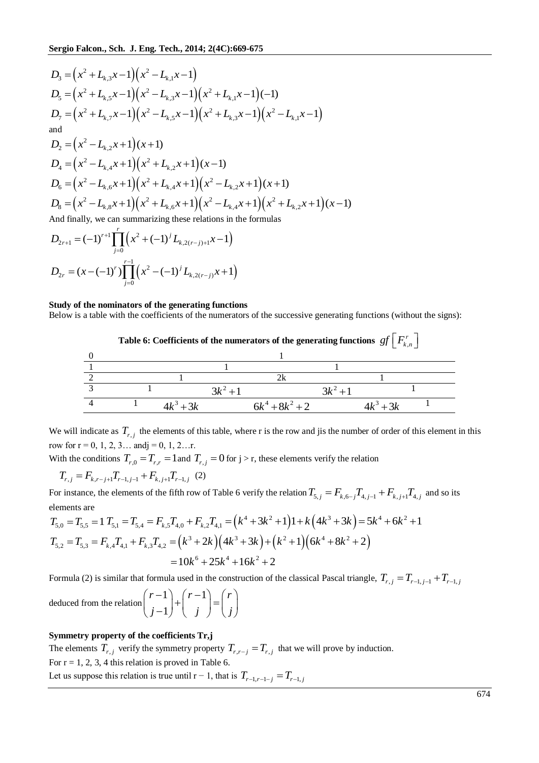$$D_3 = \left(x^2 + L_{k,3}x - 1\right)\left(x^2 - L_{k,1}x - 1\right)$$
$$D_5 = \left(x^2 + L_{k,5}x - 1\right)\left(x^2 - L_{k,3}x - 1\right)\left(x^2 + L_{k,1}x - 1\right)(-1)$$
$$D_7 = \left(x^2 + L_{k,7}x - 1\right)\left(x^2 - L_{k,5}x - 1\right)\left(x^2 + L_{k,3}x - 1\right)\left(x^2 - L_{k,1}x - 1\right)$$

and

$$D_2 = \left(x^2 - L_{k,2}x + 1\right)(x + 1)$$
$$D_4 = \left(x^2 - L_{k,4}x + 1\right)\left(x^2 + L_{k,2}x + 1\right)(x - 1)$$
$$D_6 = \left(x^2 - L_{k,6}x + 1\right)\left(x^2 + L_{k,4}x + 1\right)\left(x^2 - L_{k,2}x + 1\right)(x + 1)$$
$$D_8 = \left(x^2 - L_{k,8}x + 1\right)\left(x^2 + L_{k,6}x + 1\right)\left(x^2 - L_{k,4}x + 1\right)\left(x^2 + L_{k,2}x + 1\right)(x - 1)$$

And finally, we can summarizing these relations in the formulas

$$D_{2r+1} = (-1)^{r+1}\prod_{j=0}^{r}\left(x^2 + (-1)^j L_{k,2(r-j)+1}x - 1\right)$$

$$D_{2r} = (x - (-1)^r)\prod_{j=0}^{r-1}\left(x^2 - (-1)^j L_{k,2(r-j)}x + 1\right)$$

**Study of the nominators of the generating functions**

Below is a table with the coefficients of the numerators of the successive generating functions (without the signs):

**Table 6: Coefficients of the numerators of the generating functions $gf\left[F_{k,n}^r\right]$**

| | | | | | | | | | |
|---|---|---|---|---|---|---|---|---|---|
| 0 | | | | | 1 | | | | |
| 1 | | | | 1 | | 1 | | | |
| 2 | | | 1 | | $2k$ | | 1 | | |
| 3 | | 1 | | $3k^2+1$ | | $3k^2+1$ | | 1 | |
| 4 | 1 | | $4k^3+3k$ | | $6k^4+8k^2+2$ | | $4k^3+3k$ | | 1 |

We will indicate as $T_{r,j}$ the elements of this table, where r is the row and jis the number of order of this element in this row for r = 0, 1, 2, 3… andj = 0, 1, 2…r.

With the conditions $T_{r,0} = T_{r,r} = 1$and $T_{r,j} = 0$ for j > r, these elements verify the relation

$$T_{r,j} = F_{k,r-j+1}T_{r-1,j-1} + F_{k,j+1}T_{r-1,j} \quad (2)$$

For instance, the elements of the fifth row of Table 6 verify the relation $T_{5,j} = F_{k,6-j}T_{4,j-1} + F_{k,j+1}T_{4,j}$ and so its elements are

$$T_{5,0} = T_{5,5} = 1 \; T_{5,1} = T_{5,4} = F_{k,5}T_{4,0} + F_{k,2}T_{4,1} = \left(k^4 + 3k^2 + 1\right)1 + k\left(4k^3 + 3k\right) = 5k^4 + 6k^2 + 1$$
$$T_{5,2} = T_{5,3} = F_{k,4}T_{4,1} + F_{k,3}T_{4,2} = \left(k^3 + 2k\right)\left(4k^3 + 3k\right) + \left(k^2 + 1\right)\left(6k^4 + 8k^2 + 2\right)$$
$$= 10k^6 + 25k^4 + 16k^2 + 2$$

Formula (2) is similar that formula used in the construction of the classical Pascal triangle, $T_{r,j} = T_{r-1,j-1} + T_{r-1,j}$ deduced from the relation $\binom{r-1}{j-1} + \binom{r-1}{j} = \binom{r}{j}$

**Symmetry property of the coefficients Tr,j**

The elements $T_{r,j}$ verify the symmetry property $T_{r,r-j} = T_{r,j}$ that we will prove by induction.

For r = 1, 2, 3, 4 this relation is proved in Table 6.

Let us suppose this relation is true until r − 1, that is $T_{r-1,r-1-j} = T_{r-1,j}$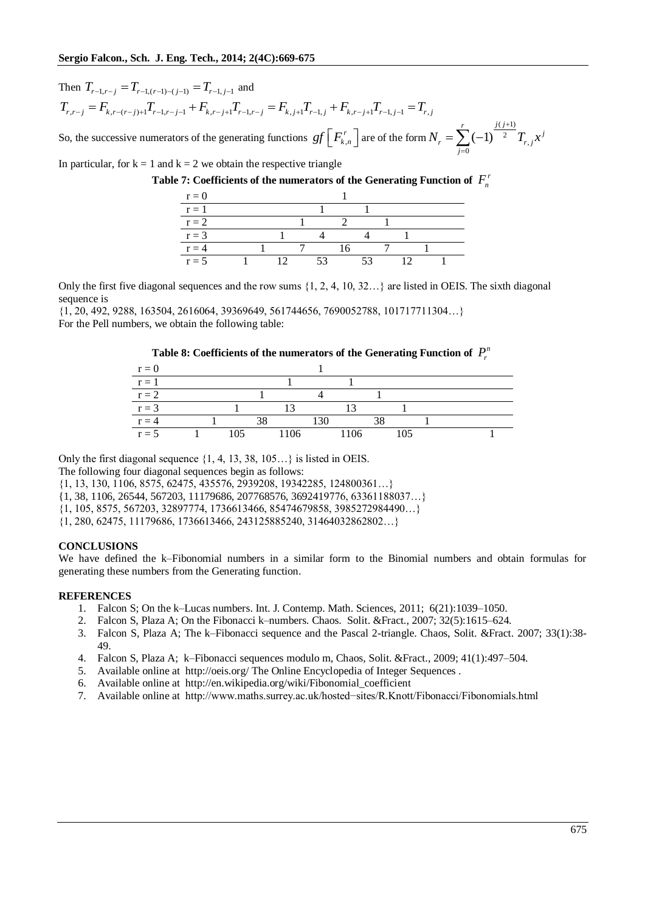Then $T_{r-1,r-j} = T_{r-1,(r-1)-(j-1)} = T_{r-1,j-1}$ and

$$T_{r,r-j} = F_{k,r-(r-j)+1}T_{r-1,r-j-1} + F_{k,r-j+1}T_{r-1,r-j} = F_{k,j+1}T_{r-1,j} + F_{k,r-j+1}T_{r-1,j-1} = T_{r,j}$$

So, the successive numerators of the generating functions $gf\left[F_{k,n}^{r}\right]$ are of the form $N_r = \sum_{j=0}^{r}(-1)^{\frac{j(j+1)}{2}}T_{r,j}x^j$

In particular, for k = 1 and k = 2 we obtain the respective triangle

**Table 7: Coefficients of the numerators of the Generating Function of $F_n^r$**

| | | | | | | | | | | | |
|---|---|---|---|---|---|---|---|---|---|---|---|
| r = 0 | | | | | | 1 | | | | | |
| r = 1 | | | | | 1 | | 1 | | | | |
| r = 2 | | | | 1 | | 2 | | 1 | | | |
| r = 3 | | | 1 | | 4 | | 4 | | 1 | | |
| r = 4 | | 1 | | 7 | | 16 | | 7 | | 1 | |
| r = 5 | 1 | | 12 | | 53 | | 53 | | 12 | | 1 |

Only the first five diagonal sequences and the row sums {1, 2, 4, 10, 32…} are listed in OEIS. The sixth diagonal sequence is

{1, 20, 492, 9288, 163504, 2616064, 39369649, 561744656, 7690052788, 101717711304…}

For the Pell numbers, we obtain the following table:

**Table 8: Coefficients of the numerators of the Generating Function of $P_r^n$**

| | | | | | | | | | | | |
|---|---|---|---|---|---|---|---|---|---|---|---|
| r = 0 | | | | | | 1 | | | | | |
| r = 1 | | | | | 1 | | 1 | | | | |
| r = 2 | | | | 1 | | 4 | | 1 | | | |
| r = 3 | | | 1 | | 13 | | 13 | | 1 | | |
| r = 4 | | 1 | | 38 | | 130 | | 38 | | 1 | |
| r = 5 | 1 | | 105 | | 1106 | | 1106 | | 105 | | 1 |

Only the first diagonal sequence {1, 4, 13, 38, 105…} is listed in OEIS.

The following four diagonal sequences begin as follows:

{1, 13, 130, 1106, 8575, 62475, 435576, 2939208, 19342285, 124800361…}

{1, 38, 1106, 26544, 567203, 11179686, 207768576, 3692419776, 63361188037…}

{1, 105, 8575, 567203, 32897774, 1736613466, 85474679858, 3985272984490…}

{1, 280, 62475, 11179686, 1736613466, 243125885240, 31464032862802…}

## CONCLUSIONS

We have defined the k–Fibonomial numbers in a similar form to the Binomial numbers and obtain formulas for generating these numbers from the Generating function.

## REFERENCES

1. Falcon S; On the k–Lucas numbers. Int. J. Contemp. Math. Sciences, 2011; 6(21):1039–1050.
2. Falcon S, Plaza A; On the Fibonacci k–numbers. Chaos. Solit. &Fract., 2007; 32(5):1615–624.
3. Falcon S, Plaza A; The k–Fibonacci sequence and the Pascal 2-triangle. Chaos, Solit. &Fract. 2007; 33(1):38-49.
4. Falcon S, Plaza A; k–Fibonacci sequences modulo m, Chaos, Solit. &Fract., 2009; 41(1):497–504.
5. Available online at http://oeis.org/ The Online Encyclopedia of Integer Sequences .
6. Available online at http://en.wikipedia.org/wiki/Fibonomial_coefficient
7. Available online at http://www.maths.surrey.ac.uk/hosted−sites/R.Knott/Fibonacci/Fibonomials.html